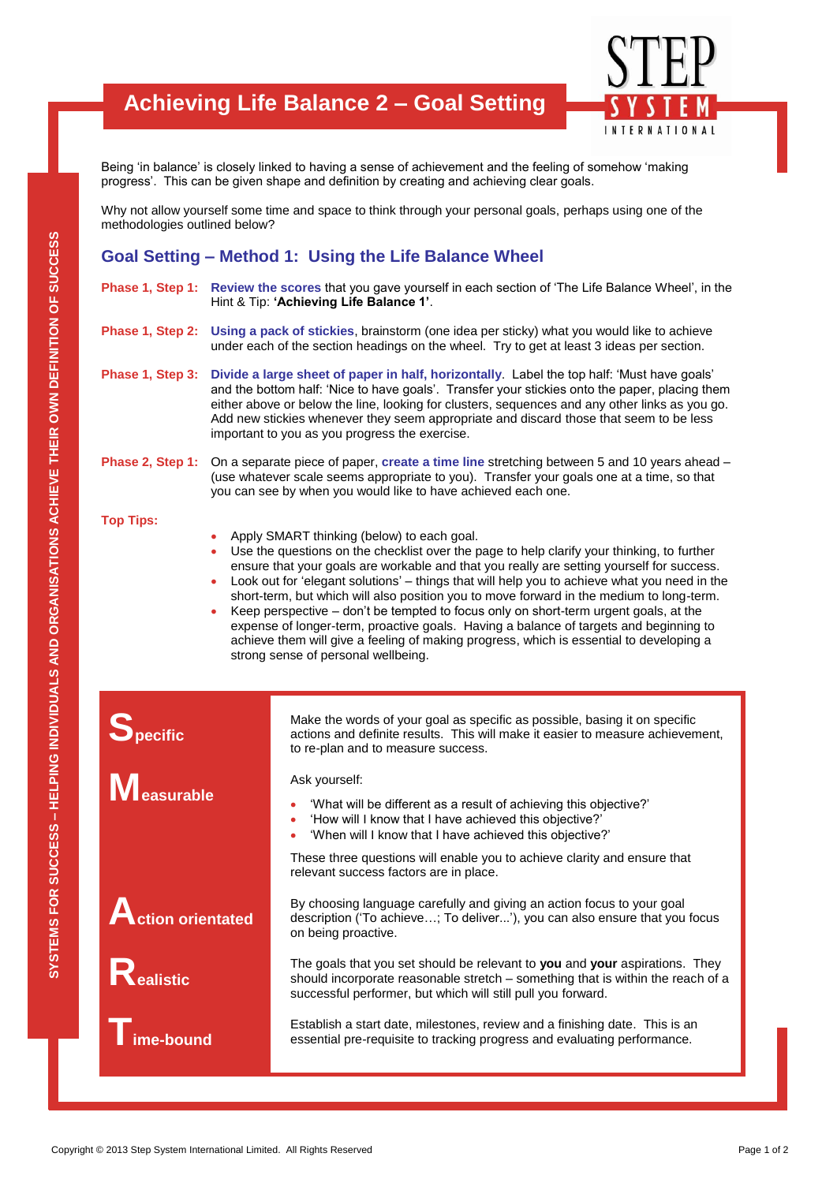# Achieving Life Balance 2 – Goal Setting

Being 'in balance' is closely linked to having a sense of achievement and the feeling of somehow 'making progress'. This can be given shape and definition by creating and achieving clear goals.

Why not allow yourself some time and space to think through your personal goals, perhaps using one of the methodologies outlined below?

## Goal Setting – Method 1: Using the Life Balance Wheel

**Phase 1, Step 1:** **Review the scores** that you gave yourself in each section of 'The Life Balance Wheel', in the Hint & Tip: **'Achieving Life Balance 1'**.

**Phase 1, Step 2:** **Using a pack of stickies**, brainstorm (one idea per sticky) what you would like to achieve under each of the section headings on the wheel. Try to get at least 3 ideas per section.

**Phase 1, Step 3:** **Divide a large sheet of paper in half, horizontally**. Label the top half: 'Must have goals' and the bottom half: 'Nice to have goals'. Transfer your stickies onto the paper, placing them either above or below the line, looking for clusters, sequences and any other links as you go. Add new stickies whenever they seem appropriate and discard those that seem to be less important to you as you progress the exercise.

**Phase 2, Step 1:** On a separate piece of paper, **create a time line** stretching between 5 and 10 years ahead – (use whatever scale seems appropriate to you). Transfer your goals one at a time, so that you can see by when you would like to have achieved each one.

**Top Tips:**

- Apply SMART thinking (below) to each goal.
- Use the questions on the checklist over the page to help clarify your thinking, to further ensure that your goals are workable and that you really are setting yourself for success.
- Look out for 'elegant solutions' – things that will help you to achieve what you need in the short-term, but which will also position you to move forward in the medium to long-term.
- Keep perspective – don't be tempted to focus only on short-term urgent goals, at the expense of longer-term, proactive goals. Having a balance of targets and beginning to achieve them will give a feeling of making progress, which is essential to developing a strong sense of personal wellbeing.

| | |
|---|---|
| **Specific** | Make the words of your goal as specific as possible, basing it on specific actions and definite results. This will make it easier to measure achievement, to re-plan and to measure success. |
| **Measurable** | Ask yourself:<br>• 'What will be different as a result of achieving this objective?'<br>• 'How will I know that I have achieved this objective?'<br>• 'When will I know that I have achieved this objective?'<br>These three questions will enable you to achieve clarity and ensure that relevant success factors are in place. |
| **Action orientated** | By choosing language carefully and giving an action focus to your goal description ('To achieve…; To deliver...'), you can also ensure that you focus on being proactive. |
| **Realistic** | The goals that you set should be relevant to **you** and **your** aspirations. They should incorporate reasonable stretch – something that is within the reach of a successful performer, but which will still pull you forward. |
| **Time-bound** | Establish a start date, milestones, review and a finishing date. This is an essential pre-requisite to tracking progress and evaluating performance. |

Copyright © 2013 Step System International Limited. All Rights Reserved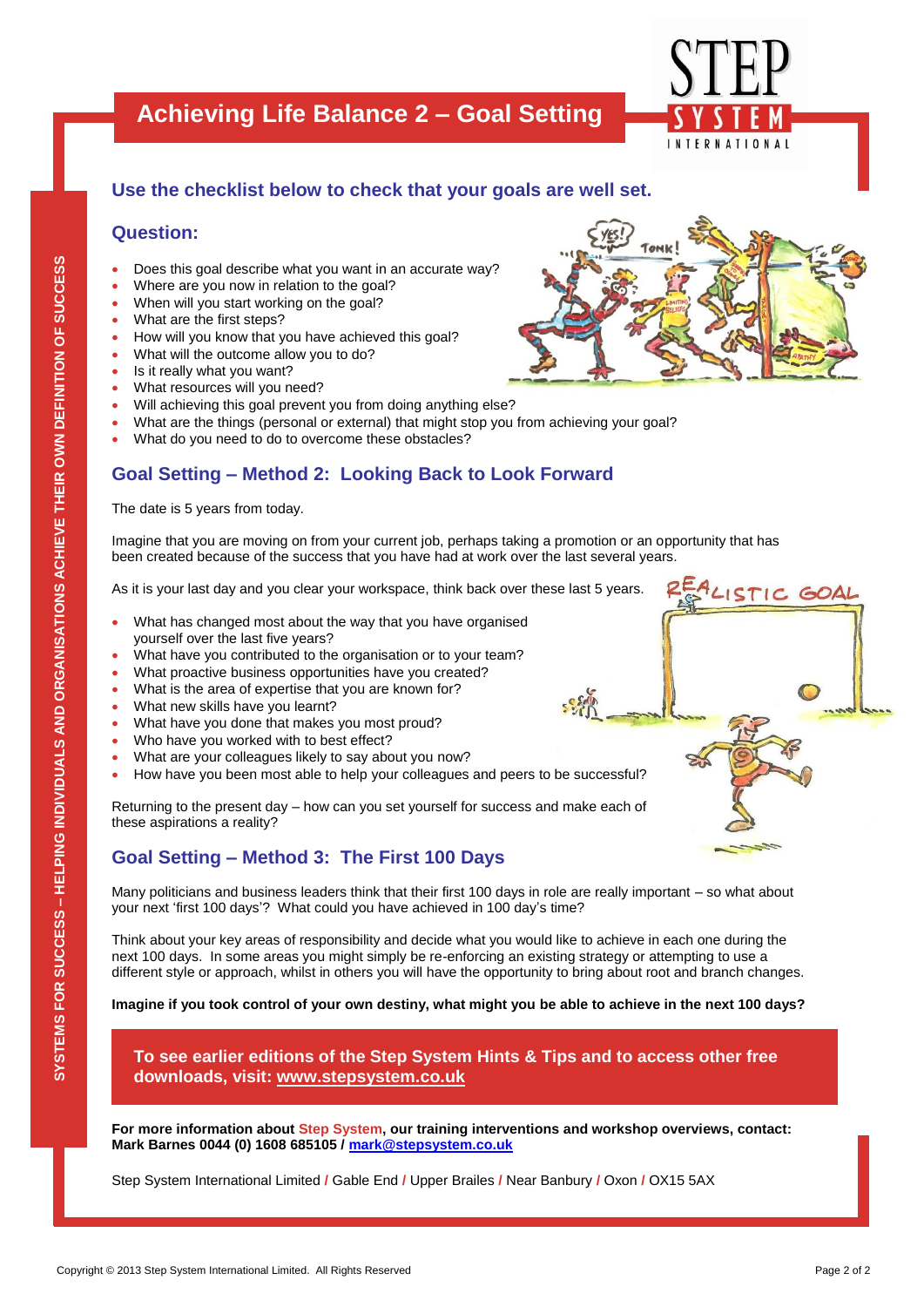# Achieving Life Balance 2 – Goal Setting

## Use the checklist below to check that your goals are well set.

### Question:

- Does this goal describe what you want in an accurate way?
- Where are you now in relation to the goal?
- When will you start working on the goal?
- What are the first steps?
- How will you know that you have achieved this goal?
- What will the outcome allow you to do?
- Is it really what you want?
- What resources will you need?
- Will achieving this goal prevent you from doing anything else?
- What are the things (personal or external) that might stop you from achieving your goal?
- What do you need to do to overcome these obstacles?

## Goal Setting – Method 2: Looking Back to Look Forward

The date is 5 years from today.

Imagine that you are moving on from your current job, perhaps taking a promotion or an opportunity that has been created because of the success that you have had at work over the last several years.

As it is your last day and you clear your workspace, think back over these last 5 years.

- What has changed most about the way that you have organised yourself over the last five years?
- What have you contributed to the organisation or to your team?
- What proactive business opportunities have you created?
- What is the area of expertise that you are known for?
- What new skills have you learnt?
- What have you done that makes you most proud?
- Who have you worked with to best effect?
- What are your colleagues likely to say about you now?
- How have you been most able to help your colleagues and peers to be successful?

Returning to the present day – how can you set yourself for success and make each of these aspirations a reality?

## Goal Setting – Method 3: The First 100 Days

Many politicians and business leaders think that their first 100 days in role are really important – so what about your next 'first 100 days'? What could you have achieved in 100 day's time?

Think about your key areas of responsibility and decide what you would like to achieve in each one during the next 100 days. In some areas you might simply be re-enforcing an existing strategy or attempting to use a different style or approach, whilst in others you will have the opportunity to bring about root and branch changes.

**Imagine if you took control of your own destiny, what might you be able to achieve in the next 100 days?**

**To see earlier editions of the Step System Hints & Tips and to access other free downloads, visit: www.stepsystem.co.uk**

**For more information about Step System, our training interventions and workshop overviews, contact: Mark Barnes 0044 (0) 1608 685105 / mark@stepsystem.co.uk**

Step System International Limited / Gable End / Upper Brailes / Near Banbury / Oxon / OX15 5AX

SYSTEMS FOR SUCCESS – HELPING INDIVIDUALS AND ORGANISATIONS ACHIEVE THEIR OWN DEFINITION OF SUCCESS

Copyright © 2013 Step System International Limited. All Rights Reserved